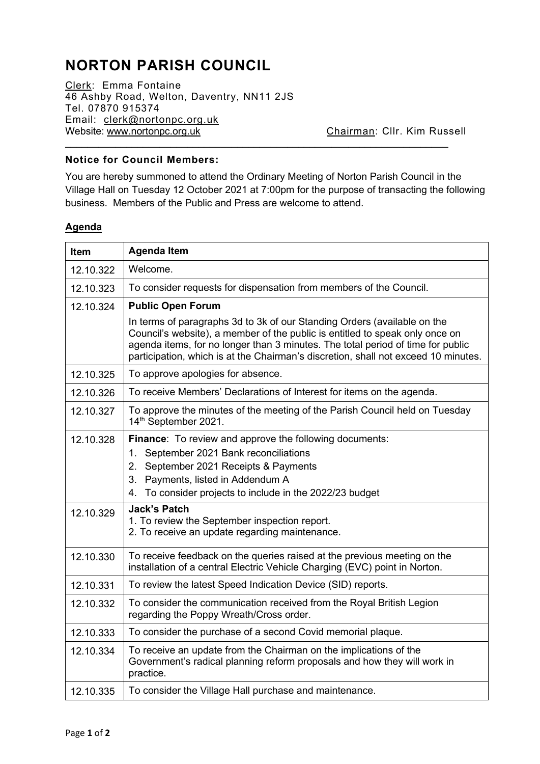# NORTON PARISH COUNCIL

Clerk: Emma Fontaine
46 Ashby Road, Welton, Daventry, NN11 2JS
Tel. 07870 915374
Email: clerk@nortonpc.org.uk
Website: www.nortonpc.org.uk

Chairman: Cllr. Kim Russell

**Notice for Council Members:**

You are hereby summoned to attend the Ordinary Meeting of Norton Parish Council in the Village Hall on Tuesday 12 October 2021 at 7:00pm for the purpose of transacting the following business. Members of the Public and Press are welcome to attend.

## Agenda

| Item | Agenda Item |
|---|---|
| 12.10.322 | Welcome. |
| 12.10.323 | To consider requests for dispensation from members of the Council. |
| 12.10.324 | **Public Open Forum**<br>In terms of paragraphs 3d to 3k of our Standing Orders (available on the Council's website), a member of the public is entitled to speak only once on agenda items, for no longer than 3 minutes. The total period of time for public participation, which is at the Chairman's discretion, shall not exceed 10 minutes. |
| 12.10.325 | To approve apologies for absence. |
| 12.10.326 | To receive Members' Declarations of Interest for items on the agenda. |
| 12.10.327 | To approve the minutes of the meeting of the Parish Council held on Tuesday 14th September 2021. |
| 12.10.328 | **Finance**: To review and approve the following documents:<br>1. September 2021 Bank reconciliations<br>2. September 2021 Receipts & Payments<br>3. Payments, listed in Addendum A<br>4. To consider projects to include in the 2022/23 budget |
| 12.10.329 | **Jack's Patch**<br>1. To review the September inspection report.<br>2. To receive an update regarding maintenance. |
| 12.10.330 | To receive feedback on the queries raised at the previous meeting on the installation of a central Electric Vehicle Charging (EVC) point in Norton. |
| 12.10.331 | To review the latest Speed Indication Device (SID) reports. |
| 12.10.332 | To consider the communication received from the Royal British Legion regarding the Poppy Wreath/Cross order. |
| 12.10.333 | To consider the purchase of a second Covid memorial plaque. |
| 12.10.334 | To receive an update from the Chairman on the implications of the Government's radical planning reform proposals and how they will work in practice. |
| 12.10.335 | To consider the Village Hall purchase and maintenance. |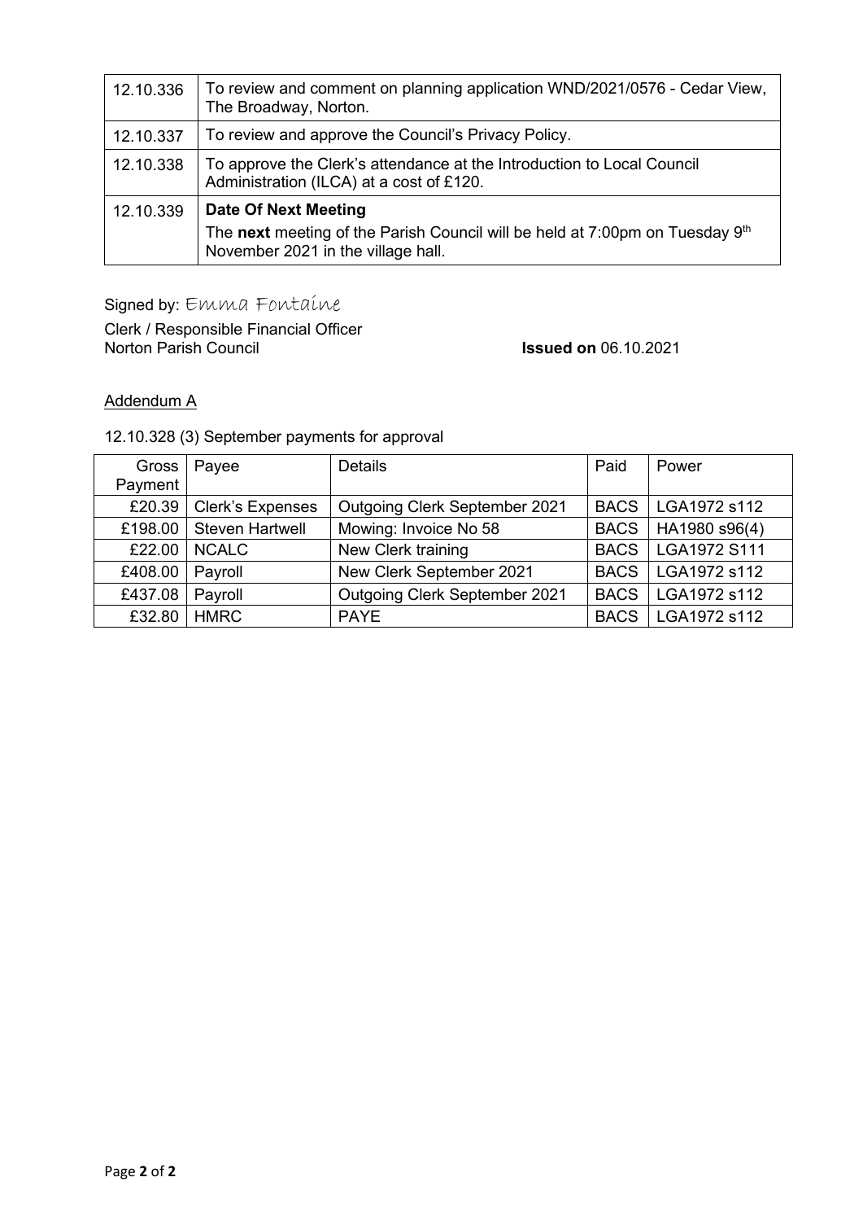| | |
|---|---|
| 12.10.336 | To review and comment on planning application WND/2021/0576 - Cedar View, The Broadway, Norton. |
| 12.10.337 | To review and approve the Council's Privacy Policy. |
| 12.10.338 | To approve the Clerk's attendance at the Introduction to Local Council Administration (ILCA) at a cost of £120. |
| 12.10.339 | **Date Of Next Meeting**<br>The **next** meeting of the Parish Council will be held at 7:00pm on Tuesday 9th November 2021 in the village hall. |

Signed by: Emma Fontaine

Clerk / Responsible Financial Officer
Norton Parish Council **Issued on** 06.10.2021

Addendum A

12.10.328 (3) September payments for approval

| Gross Payment | Payee | Details | Paid | Power |
|---|---|---|---|---|
| £20.39 | Clerk's Expenses | Outgoing Clerk September 2021 | BACS | LGA1972 s112 |
| £198.00 | Steven Hartwell | Mowing: Invoice No 58 | BACS | HA1980 s96(4) |
| £22.00 | NCALC | New Clerk training | BACS | LGA1972 S111 |
| £408.00 | Payroll | New Clerk September 2021 | BACS | LGA1972 s112 |
| £437.08 | Payroll | Outgoing Clerk September 2021 | BACS | LGA1972 s112 |
| £32.80 | HMRC | PAYE | BACS | LGA1972 s112 |